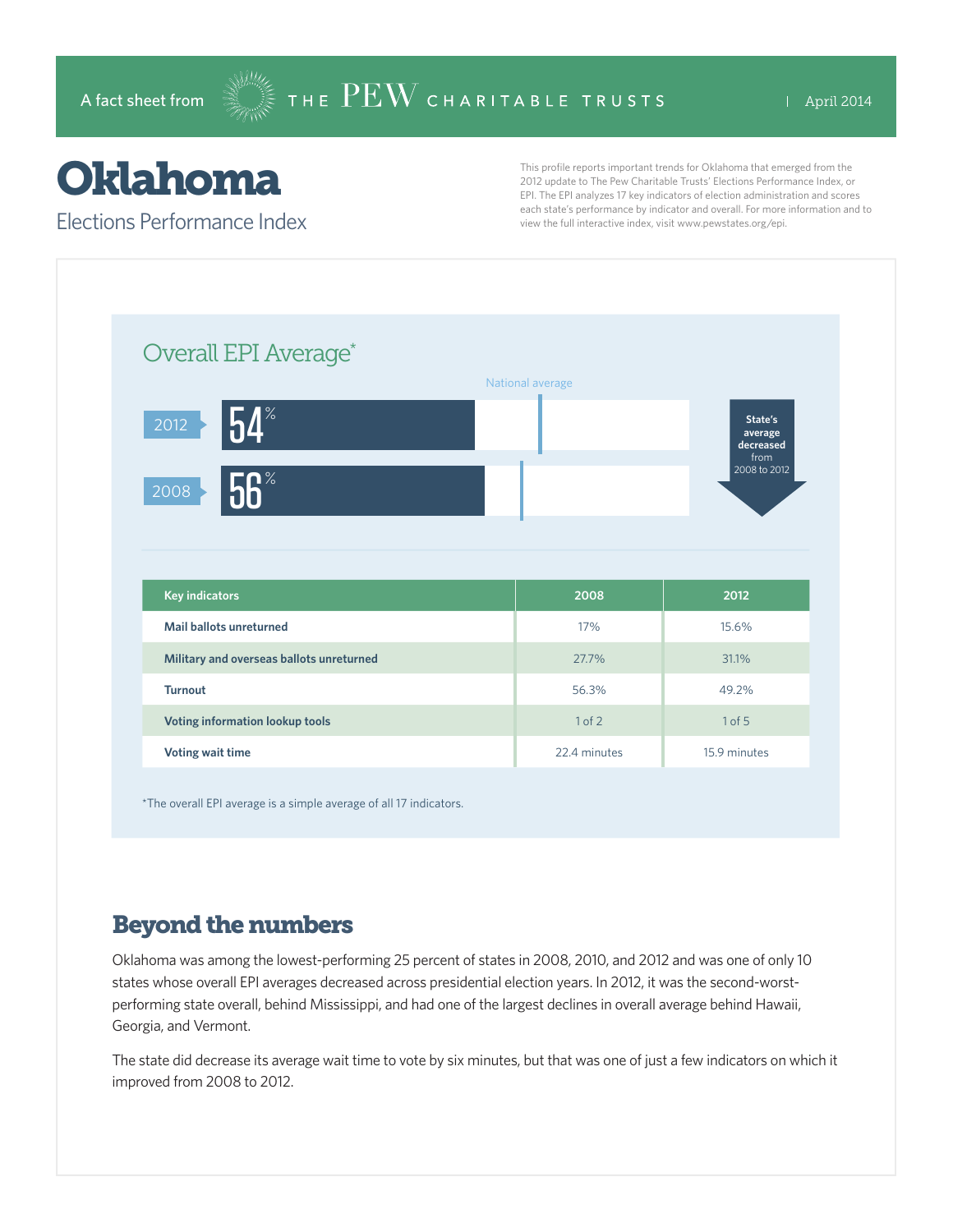A fact sheet from THE PEW CHARITABLE TRUSTS | April 2014

# Oklahoma

## Elections Performance Index

This profile reports important trends for Oklahoma that emerged from the 2012 update to The Pew Charitable Trusts' Elections Performance Index, or EPI. The EPI analyzes 17 key indicators of election administration and scores each state's performance by indicator and overall. For more information and to view the full interactive index, visit www.pewstates.org/epi.

### Overall EPI Average*

National average

2012 54%

2008 56%

State's average decreased from 2008 to 2012

| Key indicators | 2008 | 2012 |
|---|---|---|
| Mail ballots unreturned | 17% | 15.6% |
| Military and overseas ballots unreturned | 27.7% | 31.1% |
| Turnout | 56.3% | 49.2% |
| Voting information lookup tools | 1 of 2 | 1 of 5 |
| Voting wait time | 22.4 minutes | 15.9 minutes |

*The overall EPI average is a simple average of all 17 indicators.

## Beyond the numbers

Oklahoma was among the lowest-performing 25 percent of states in 2008, 2010, and 2012 and was one of only 10 states whose overall EPI averages decreased across presidential election years. In 2012, it was the second-worst-performing state overall, behind Mississippi, and had one of the largest declines in overall average behind Hawaii, Georgia, and Vermont.

The state did decrease its average wait time to vote by six minutes, but that was one of just a few indicators on which it improved from 2008 to 2012.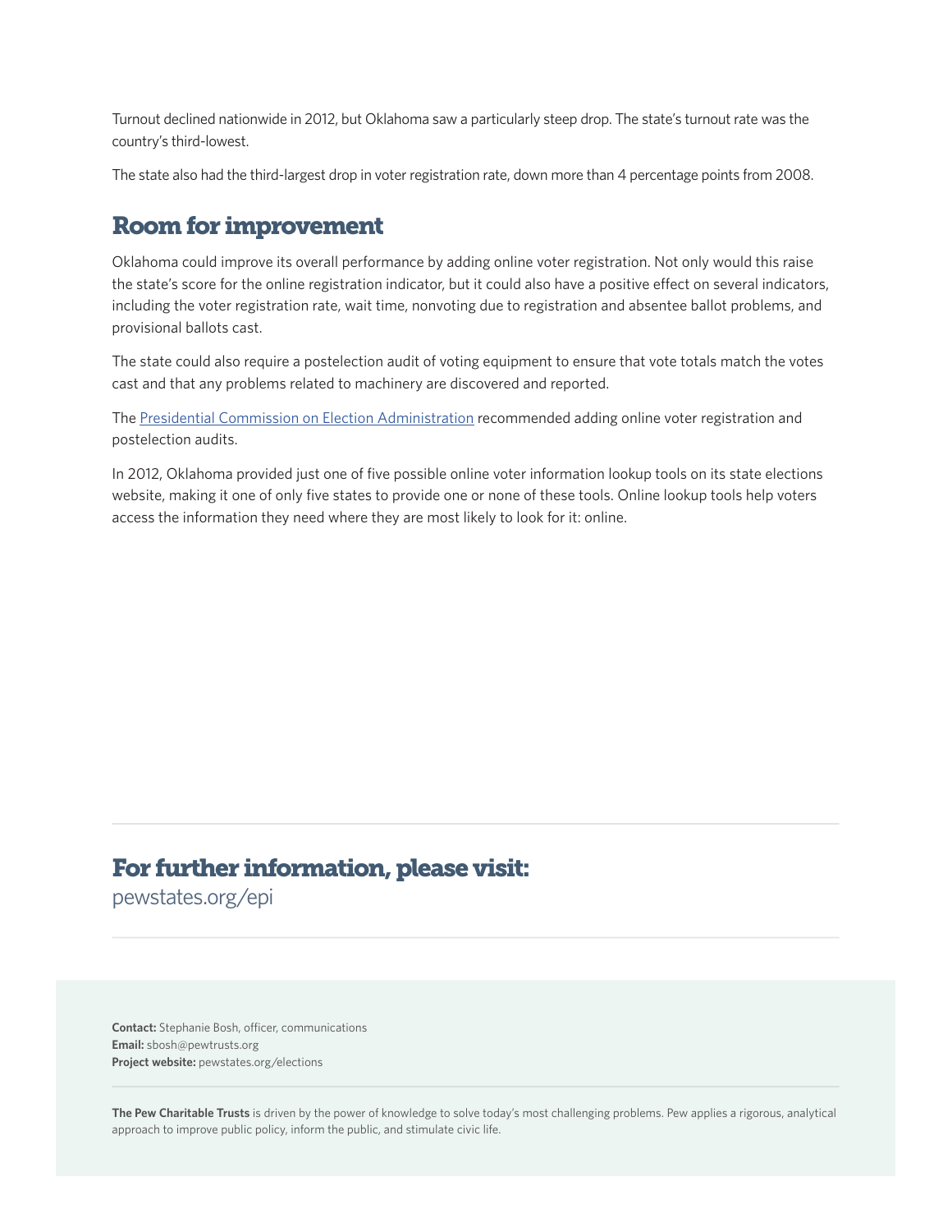Turnout declined nationwide in 2012, but Oklahoma saw a particularly steep drop. The state's turnout rate was the country's third-lowest.

The state also had the third-largest drop in voter registration rate, down more than 4 percentage points from 2008.

## Room for improvement

Oklahoma could improve its overall performance by adding online voter registration. Not only would this raise the state's score for the online registration indicator, but it could also have a positive effect on several indicators, including the voter registration rate, wait time, nonvoting due to registration and absentee ballot problems, and provisional ballots cast.

The state could also require a postelection audit of voting equipment to ensure that vote totals match the votes cast and that any problems related to machinery are discovered and reported.

The Presidential Commission on Election Administration recommended adding online voter registration and postelection audits.

In 2012, Oklahoma provided just one of five possible online voter information lookup tools on its state elections website, making it one of only five states to provide one or none of these tools. Online lookup tools help voters access the information they need where they are most likely to look for it: online.

## For further information, please visit:

pewstates.org/epi

**Contact:** Stephanie Bosh, officer, communications
**Email:** sbosh@pewtrusts.org
**Project website:** pewstates.org/elections

**The Pew Charitable Trusts** is driven by the power of knowledge to solve today's most challenging problems. Pew applies a rigorous, analytical approach to improve public policy, inform the public, and stimulate civic life.